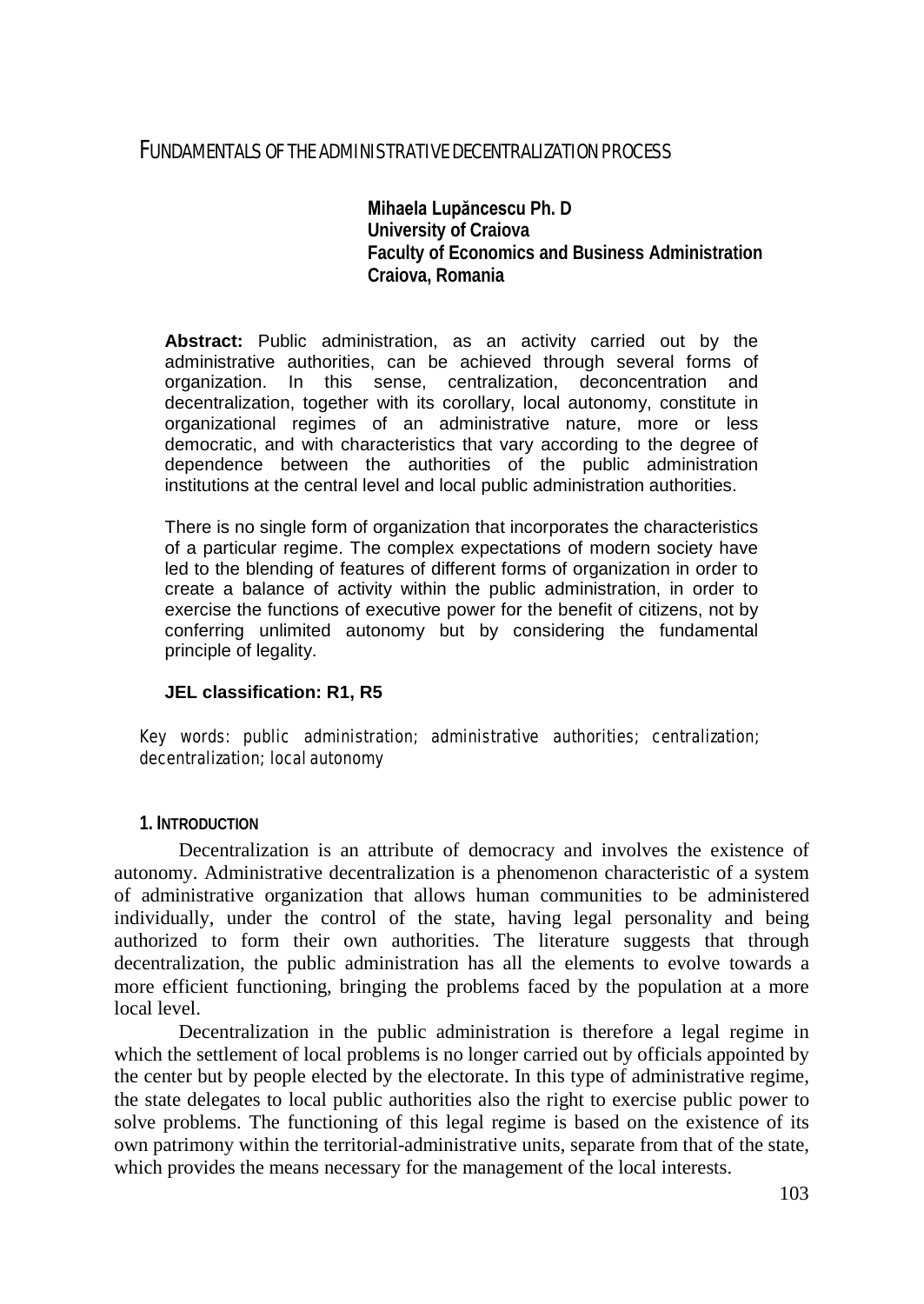# FUNDAMENTALS OF THE ADMINISTRATIVE DECENTRALIZATION PROCESS

**Mihaela Lupăncescu Ph. D**
**University of Craiova**
**Faculty of Economics and Business Administration**
**Craiova, Romania**

**Abstract:** Public administration, as an activity carried out by the administrative authorities, can be achieved through several forms of organization. In this sense, centralization, deconcentration and decentralization, together with its corollary, local autonomy, constitute in organizational regimes of an administrative nature, more or less democratic, and with characteristics that vary according to the degree of dependence between the authorities of the public administration institutions at the central level and local public administration authorities.

There is no single form of organization that incorporates the characteristics of a particular regime. The complex expectations of modern society have led to the blending of features of different forms of organization in order to create a balance of activity within the public administration, in order to exercise the functions of executive power for the benefit of citizens, not by conferring unlimited autonomy but by considering the fundamental principle of legality.

**JEL classification: R1, R5**

*Key words: public administration; administrative authorities; centralization; decentralization; local autonomy*

## 1. INTRODUCTION

Decentralization is an attribute of democracy and involves the existence of autonomy. Administrative decentralization is a phenomenon characteristic of a system of administrative organization that allows human communities to be administered individually, under the control of the state, having legal personality and being authorized to form their own authorities. The literature suggests that through decentralization, the public administration has all the elements to evolve towards a more efficient functioning, bringing the problems faced by the population at a more local level.

Decentralization in the public administration is therefore a legal regime in which the settlement of local problems is no longer carried out by officials appointed by the center but by people elected by the electorate. In this type of administrative regime, the state delegates to local public authorities also the right to exercise public power to solve problems. The functioning of this legal regime is based on the existence of its own patrimony within the territorial-administrative units, separate from that of the state, which provides the means necessary for the management of the local interests.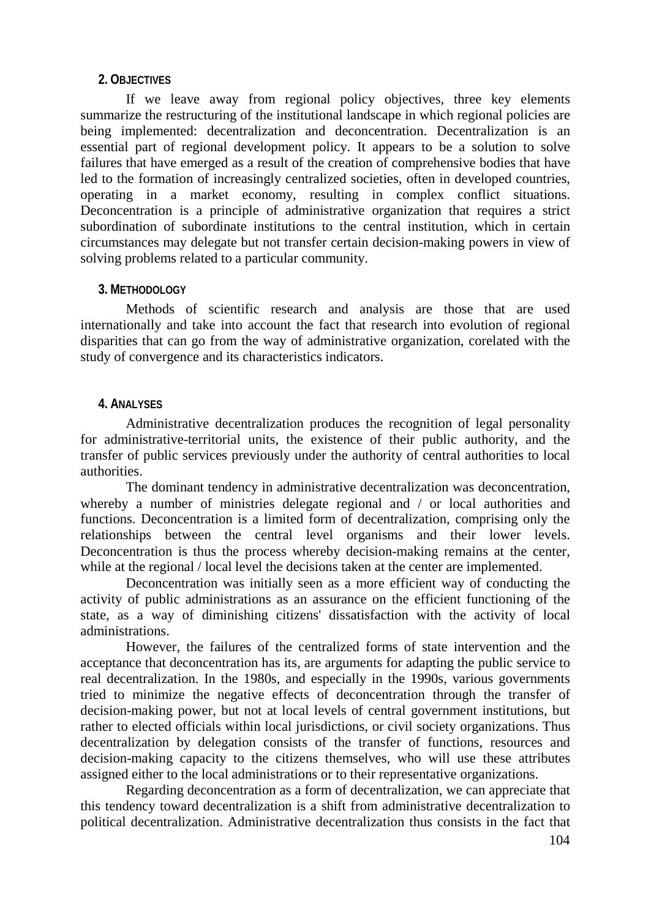## 2. Objectives

If we leave away from regional policy objectives, three key elements summarize the restructuring of the institutional landscape in which regional policies are being implemented: decentralization and deconcentration. Decentralization is an essential part of regional development policy. It appears to be a solution to solve failures that have emerged as a result of the creation of comprehensive bodies that have led to the formation of increasingly centralized societies, often in developed countries, operating in a market economy, resulting in complex conflict situations. Deconcentration is a principle of administrative organization that requires a strict subordination of subordinate institutions to the central institution, which in certain circumstances may delegate but not transfer certain decision-making powers in view of solving problems related to a particular community.

## 3. Methodology

Methods of scientific research and analysis are those that are used internationally and take into account the fact that research into evolution of regional disparities that can go from the way of administrative organization, corelated with the study of convergence and its characteristics indicators.

## 4. Analyses

Administrative decentralization produces the recognition of legal personality for administrative-territorial units, the existence of their public authority, and the transfer of public services previously under the authority of central authorities to local authorities.

The dominant tendency in administrative decentralization was deconcentration, whereby a number of ministries delegate regional and / or local authorities and functions. Deconcentration is a limited form of decentralization, comprising only the relationships between the central level organisms and their lower levels. Deconcentration is thus the process whereby decision-making remains at the center, while at the regional / local level the decisions taken at the center are implemented.

Deconcentration was initially seen as a more efficient way of conducting the activity of public administrations as an assurance on the efficient functioning of the state, as a way of diminishing citizens' dissatisfaction with the activity of local administrations.

However, the failures of the centralized forms of state intervention and the acceptance that deconcentration has its, are arguments for adapting the public service to real decentralization. In the 1980s, and especially in the 1990s, various governments tried to minimize the negative effects of deconcentration through the transfer of decision-making power, but not at local levels of central government institutions, but rather to elected officials within local jurisdictions, or civil society organizations. Thus decentralization by delegation consists of the transfer of functions, resources and decision-making capacity to the citizens themselves, who will use these attributes assigned either to the local administrations or to their representative organizations.

Regarding deconcentration as a form of decentralization, we can appreciate that this tendency toward decentralization is a shift from administrative decentralization to political decentralization. Administrative decentralization thus consists in the fact that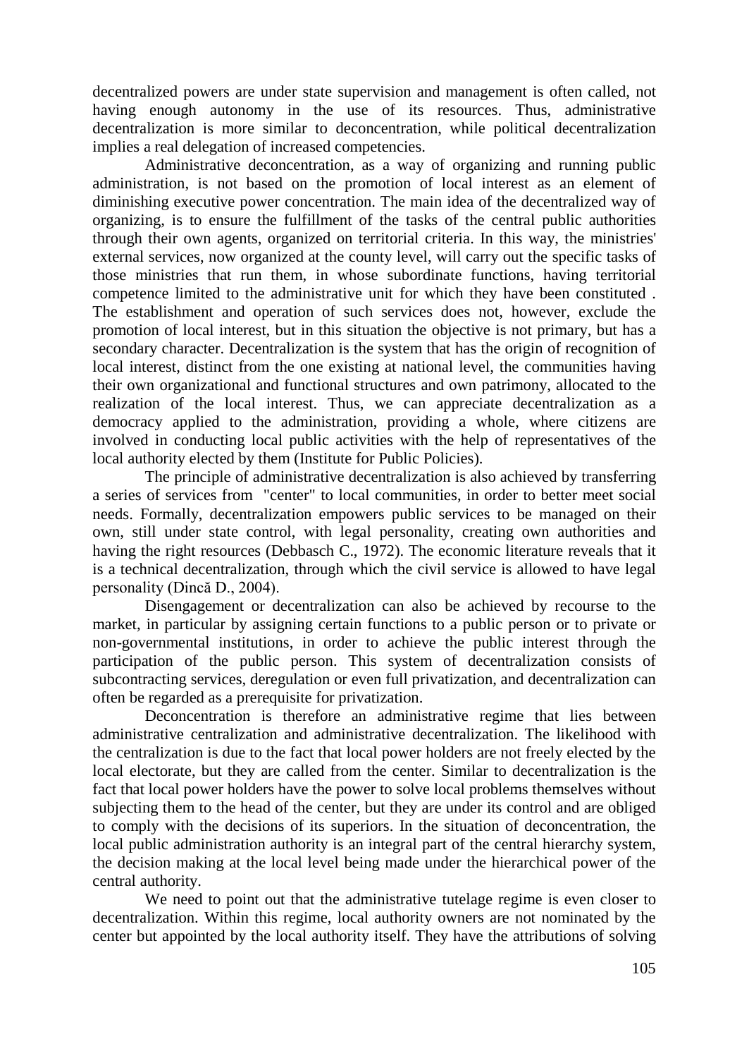decentralized powers are under state supervision and management is often called, not having enough autonomy in the use of its resources. Thus, administrative decentralization is more similar to deconcentration, while political decentralization implies a real delegation of increased competencies.

Administrative deconcentration, as a way of organizing and running public administration, is not based on the promotion of local interest as an element of diminishing executive power concentration. The main idea of the decentralized way of organizing, is to ensure the fulfillment of the tasks of the central public authorities through their own agents, organized on territorial criteria. In this way, the ministries' external services, now organized at the county level, will carry out the specific tasks of those ministries that run them, in whose subordinate functions, having territorial competence limited to the administrative unit for which they have been constituted . The establishment and operation of such services does not, however, exclude the promotion of local interest, but in this situation the objective is not primary, but has a secondary character. Decentralization is the system that has the origin of recognition of local interest, distinct from the one existing at national level, the communities having their own organizational and functional structures and own patrimony, allocated to the realization of the local interest. Thus, we can appreciate decentralization as a democracy applied to the administration, providing a whole, where citizens are involved in conducting local public activities with the help of representatives of the local authority elected by them (Institute for Public Policies).

The principle of administrative decentralization is also achieved by transferring a series of services from "center" to local communities, in order to better meet social needs. Formally, decentralization empowers public services to be managed on their own, still under state control, with legal personality, creating own authorities and having the right resources (Debbasch C., 1972). The economic literature reveals that it is a technical decentralization, through which the civil service is allowed to have legal personality (Dincă D., 2004).

Disengagement or decentralization can also be achieved by recourse to the market, in particular by assigning certain functions to a public person or to private or non-governmental institutions, in order to achieve the public interest through the participation of the public person. This system of decentralization consists of subcontracting services, deregulation or even full privatization, and decentralization can often be regarded as a prerequisite for privatization.

Deconcentration is therefore an administrative regime that lies between administrative centralization and administrative decentralization. The likelihood with the centralization is due to the fact that local power holders are not freely elected by the local electorate, but they are called from the center. Similar to decentralization is the fact that local power holders have the power to solve local problems themselves without subjecting them to the head of the center, but they are under its control and are obliged to comply with the decisions of its superiors. In the situation of deconcentration, the local public administration authority is an integral part of the central hierarchy system, the decision making at the local level being made under the hierarchical power of the central authority.

We need to point out that the administrative tutelage regime is even closer to decentralization. Within this regime, local authority owners are not nominated by the center but appointed by the local authority itself. They have the attributions of solving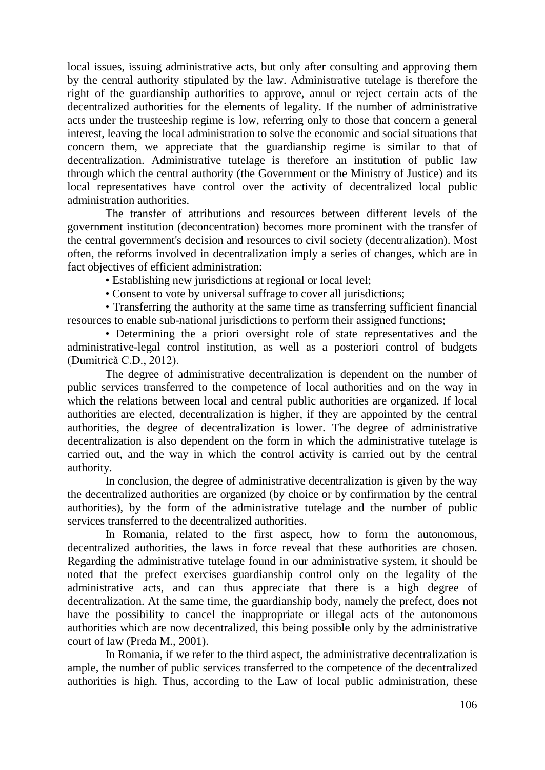local issues, issuing administrative acts, but only after consulting and approving them by the central authority stipulated by the law. Administrative tutelage is therefore the right of the guardianship authorities to approve, annul or reject certain acts of the decentralized authorities for the elements of legality. If the number of administrative acts under the trusteeship regime is low, referring only to those that concern a general interest, leaving the local administration to solve the economic and social situations that concern them, we appreciate that the guardianship regime is similar to that of decentralization. Administrative tutelage is therefore an institution of public law through which the central authority (the Government or the Ministry of Justice) and its local representatives have control over the activity of decentralized local public administration authorities.

The transfer of attributions and resources between different levels of the government institution (deconcentration) becomes more prominent with the transfer of the central government's decision and resources to civil society (decentralization). Most often, the reforms involved in decentralization imply a series of changes, which are in fact objectives of efficient administration:

- Establishing new jurisdictions at regional or local level;
- Consent to vote by universal suffrage to cover all jurisdictions;
- Transferring the authority at the same time as transferring sufficient financial resources to enable sub-national jurisdictions to perform their assigned functions;
- Determining the a priori oversight role of state representatives and the administrative-legal control institution, as well as a posteriori control of budgets (Dumitrică C.D., 2012).

The degree of administrative decentralization is dependent on the number of public services transferred to the competence of local authorities and on the way in which the relations between local and central public authorities are organized. If local authorities are elected, decentralization is higher, if they are appointed by the central authorities, the degree of decentralization is lower. The degree of administrative decentralization is also dependent on the form in which the administrative tutelage is carried out, and the way in which the control activity is carried out by the central authority.

In conclusion, the degree of administrative decentralization is given by the way the decentralized authorities are organized (by choice or by confirmation by the central authorities), by the form of the administrative tutelage and the number of public services transferred to the decentralized authorities.

In Romania, related to the first aspect, how to form the autonomous, decentralized authorities, the laws in force reveal that these authorities are chosen. Regarding the administrative tutelage found in our administrative system, it should be noted that the prefect exercises guardianship control only on the legality of the administrative acts, and can thus appreciate that there is a high degree of decentralization. At the same time, the guardianship body, namely the prefect, does not have the possibility to cancel the inappropriate or illegal acts of the autonomous authorities which are now decentralized, this being possible only by the administrative court of law (Preda M., 2001).

In Romania, if we refer to the third aspect, the administrative decentralization is ample, the number of public services transferred to the competence of the decentralized authorities is high. Thus, according to the Law of local public administration, these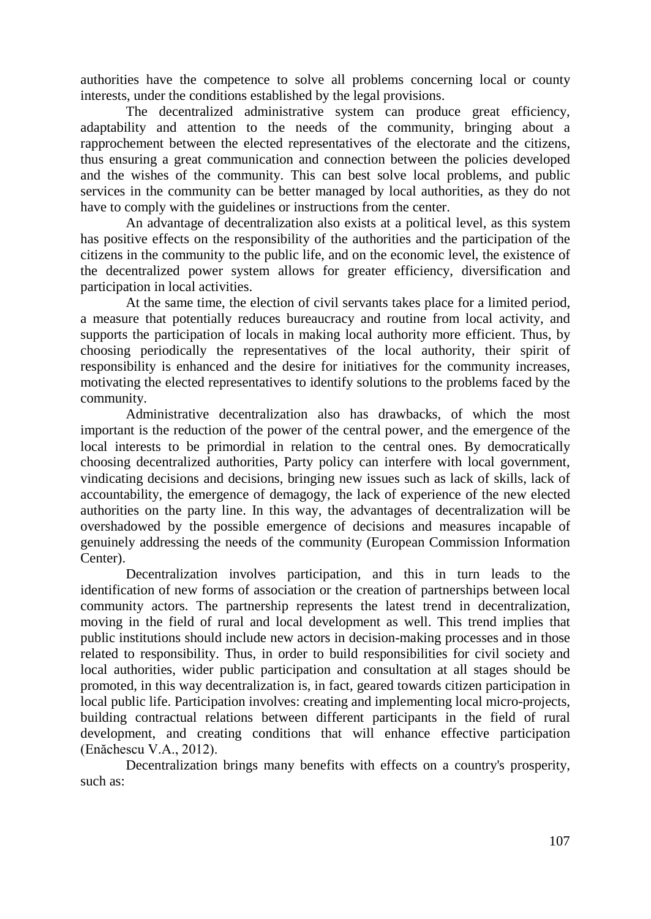authorities have the competence to solve all problems concerning local or county interests, under the conditions established by the legal provisions.

The decentralized administrative system can produce great efficiency, adaptability and attention to the needs of the community, bringing about a rapprochement between the elected representatives of the electorate and the citizens, thus ensuring a great communication and connection between the policies developed and the wishes of the community. This can best solve local problems, and public services in the community can be better managed by local authorities, as they do not have to comply with the guidelines or instructions from the center.

An advantage of decentralization also exists at a political level, as this system has positive effects on the responsibility of the authorities and the participation of the citizens in the community to the public life, and on the economic level, the existence of the decentralized power system allows for greater efficiency, diversification and participation in local activities.

At the same time, the election of civil servants takes place for a limited period, a measure that potentially reduces bureaucracy and routine from local activity, and supports the participation of locals in making local authority more efficient. Thus, by choosing periodically the representatives of the local authority, their spirit of responsibility is enhanced and the desire for initiatives for the community increases, motivating the elected representatives to identify solutions to the problems faced by the community.

Administrative decentralization also has drawbacks, of which the most important is the reduction of the power of the central power, and the emergence of the local interests to be primordial in relation to the central ones. By democratically choosing decentralized authorities, Party policy can interfere with local government, vindicating decisions and decisions, bringing new issues such as lack of skills, lack of accountability, the emergence of demagogy, the lack of experience of the new elected authorities on the party line. In this way, the advantages of decentralization will be overshadowed by the possible emergence of decisions and measures incapable of genuinely addressing the needs of the community (European Commission Information Center).

Decentralization involves participation, and this in turn leads to the identification of new forms of association or the creation of partnerships between local community actors. The partnership represents the latest trend in decentralization, moving in the field of rural and local development as well. This trend implies that public institutions should include new actors in decision-making processes and in those related to responsibility. Thus, in order to build responsibilities for civil society and local authorities, wider public participation and consultation at all stages should be promoted, in this way decentralization is, in fact, geared towards citizen participation in local public life. Participation involves: creating and implementing local micro-projects, building contractual relations between different participants in the field of rural development, and creating conditions that will enhance effective participation (Enăchescu V.A., 2012).

Decentralization brings many benefits with effects on a country's prosperity, such as: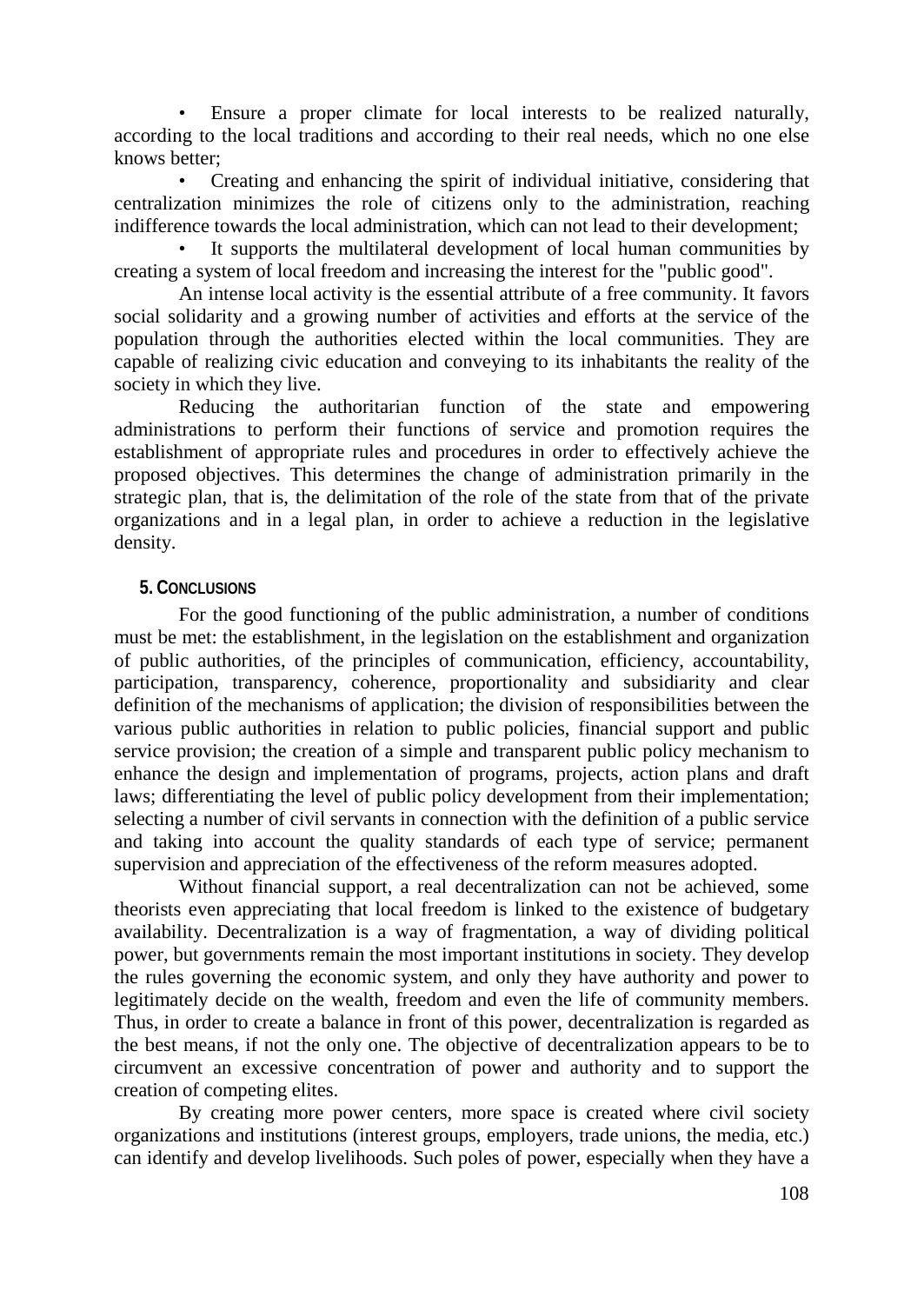- Ensure a proper climate for local interests to be realized naturally, according to the local traditions and according to their real needs, which no one else knows better;
- Creating and enhancing the spirit of individual initiative, considering that centralization minimizes the role of citizens only to the administration, reaching indifference towards the local administration, which can not lead to their development;
- It supports the multilateral development of local human communities by creating a system of local freedom and increasing the interest for the "public good".

An intense local activity is the essential attribute of a free community. It favors social solidarity and a growing number of activities and efforts at the service of the population through the authorities elected within the local communities. They are capable of realizing civic education and conveying to its inhabitants the reality of the society in which they live.

Reducing the authoritarian function of the state and empowering administrations to perform their functions of service and promotion requires the establishment of appropriate rules and procedures in order to effectively achieve the proposed objectives. This determines the change of administration primarily in the strategic plan, that is, the delimitation of the role of the state from that of the private organizations and in a legal plan, in order to achieve a reduction in the legislative density.

## 5. Conclusions

For the good functioning of the public administration, a number of conditions must be met: the establishment, in the legislation on the establishment and organization of public authorities, of the principles of communication, efficiency, accountability, participation, transparency, coherence, proportionality and subsidiarity and clear definition of the mechanisms of application; the division of responsibilities between the various public authorities in relation to public policies, financial support and public service provision; the creation of a simple and transparent public policy mechanism to enhance the design and implementation of programs, projects, action plans and draft laws; differentiating the level of public policy development from their implementation; selecting a number of civil servants in connection with the definition of a public service and taking into account the quality standards of each type of service; permanent supervision and appreciation of the effectiveness of the reform measures adopted.

Without financial support, a real decentralization can not be achieved, some theorists even appreciating that local freedom is linked to the existence of budgetary availability. Decentralization is a way of fragmentation, a way of dividing political power, but governments remain the most important institutions in society. They develop the rules governing the economic system, and only they have authority and power to legitimately decide on the wealth, freedom and even the life of community members. Thus, in order to create a balance in front of this power, decentralization is regarded as the best means, if not the only one. The objective of decentralization appears to be to circumvent an excessive concentration of power and authority and to support the creation of competing elites.

By creating more power centers, more space is created where civil society organizations and institutions (interest groups, employers, trade unions, the media, etc.) can identify and develop livelihoods. Such poles of power, especially when they have a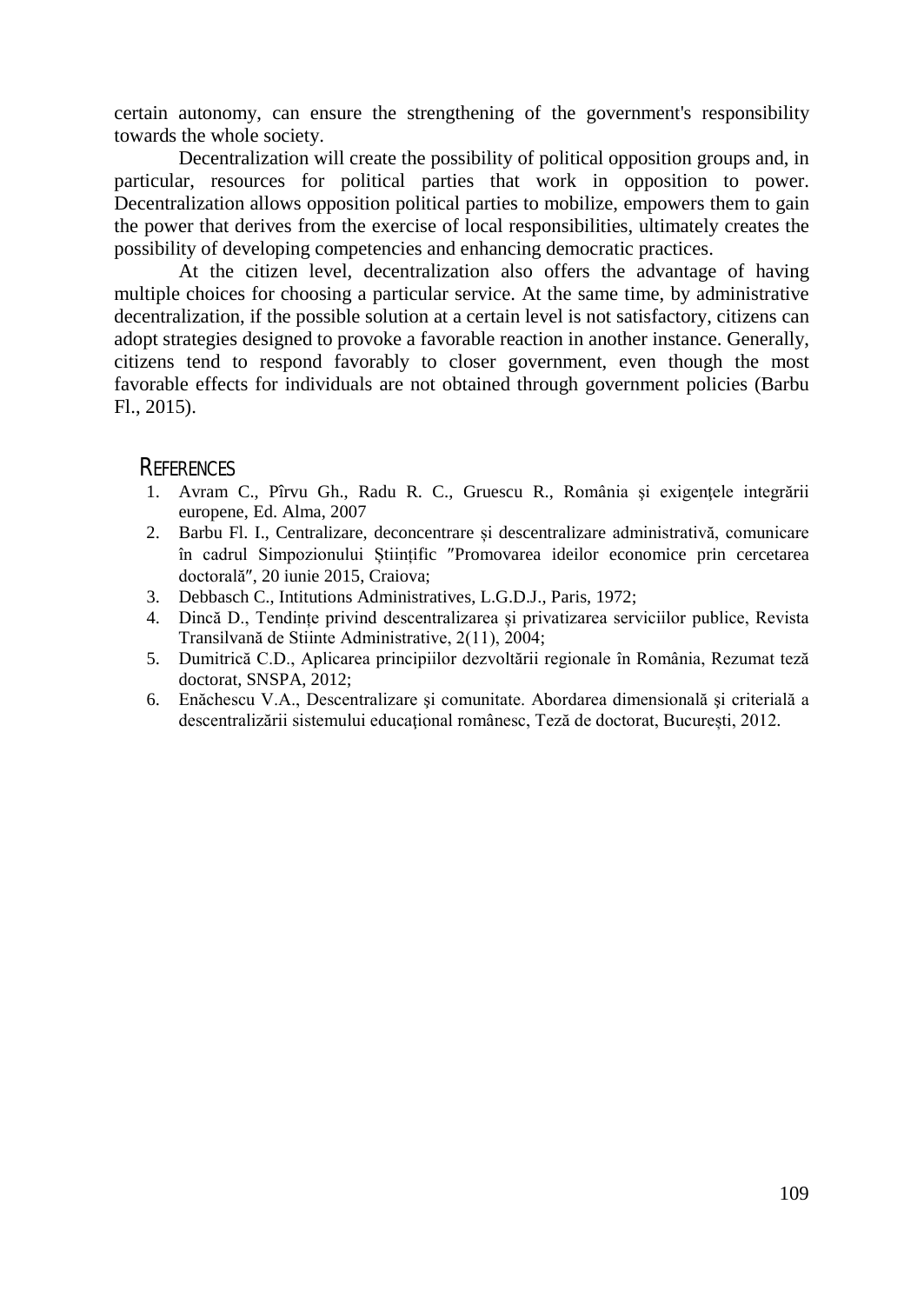certain autonomy, can ensure the strengthening of the government's responsibility towards the whole society.

Decentralization will create the possibility of political opposition groups and, in particular, resources for political parties that work in opposition to power. Decentralization allows opposition political parties to mobilize, empowers them to gain the power that derives from the exercise of local responsibilities, ultimately creates the possibility of developing competencies and enhancing democratic practices.

At the citizen level, decentralization also offers the advantage of having multiple choices for choosing a particular service. At the same time, by administrative decentralization, if the possible solution at a certain level is not satisfactory, citizens can adopt strategies designed to provoke a favorable reaction in another instance. Generally, citizens tend to respond favorably to closer government, even though the most favorable effects for individuals are not obtained through government policies (Barbu Fl., 2015).

## REFERENCES

1. Avram C., Pîrvu Gh., Radu R. C., Gruescu R., România şi exigenţele integrării europene, Ed. Alma, 2007
2. Barbu Fl. I., Centralizare, deconcentrare și descentralizare administrativă, comunicare în cadrul Simpozionului Științific ″Promovarea ideilor economice prin cercetarea doctorală″, 20 iunie 2015, Craiova;
3. Debbasch C., Intitutions Administratives, L.G.D.J., Paris, 1972;
4. Dincă D., Tendințe privind descentralizarea și privatizarea serviciilor publice, Revista Transilvană de Stiinte Administrative, 2(11), 2004;
5. Dumitrică C.D., Aplicarea principiilor dezvoltării regionale în România, Rezumat teză doctorat, SNSPA, 2012;
6. Enăchescu V.A., Descentralizare şi comunitate. Abordarea dimensională şi criterială a descentralizării sistemului educaţional românesc, Teză de doctorat, București, 2012.